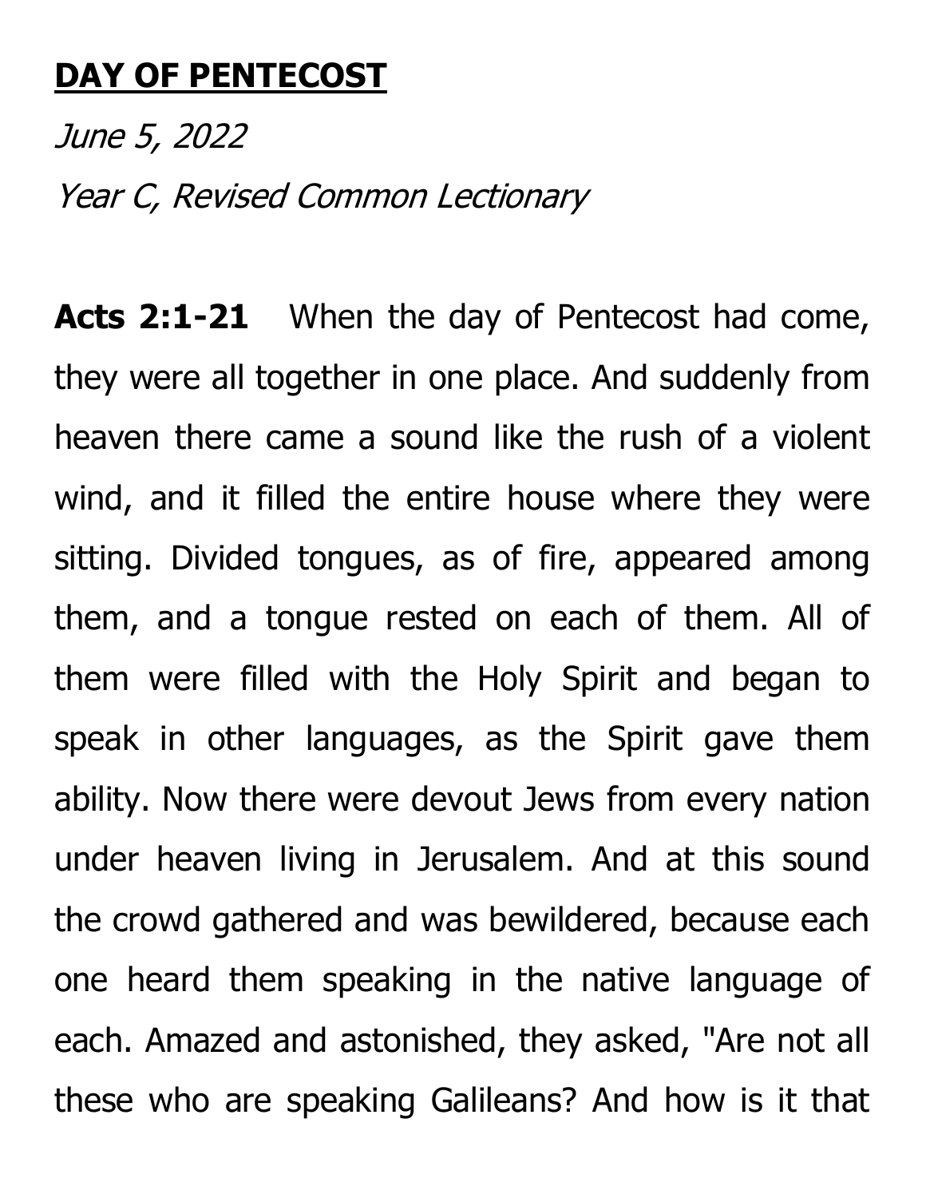# **DAY OF PENTECOST**

*June 5, 2022*

*Year C, Revised Common Lectionary*

**Acts 2:1-21** When the day of Pentecost had come, they were all together in one place. And suddenly from heaven there came a sound like the rush of a violent wind, and it filled the entire house where they were sitting. Divided tongues, as of fire, appeared among them, and a tongue rested on each of them. All of them were filled with the Holy Spirit and began to speak in other languages, as the Spirit gave them ability. Now there were devout Jews from every nation under heaven living in Jerusalem. And at this sound the crowd gathered and was bewildered, because each one heard them speaking in the native language of each. Amazed and astonished, they asked, "Are not all these who are speaking Galileans? And how is it that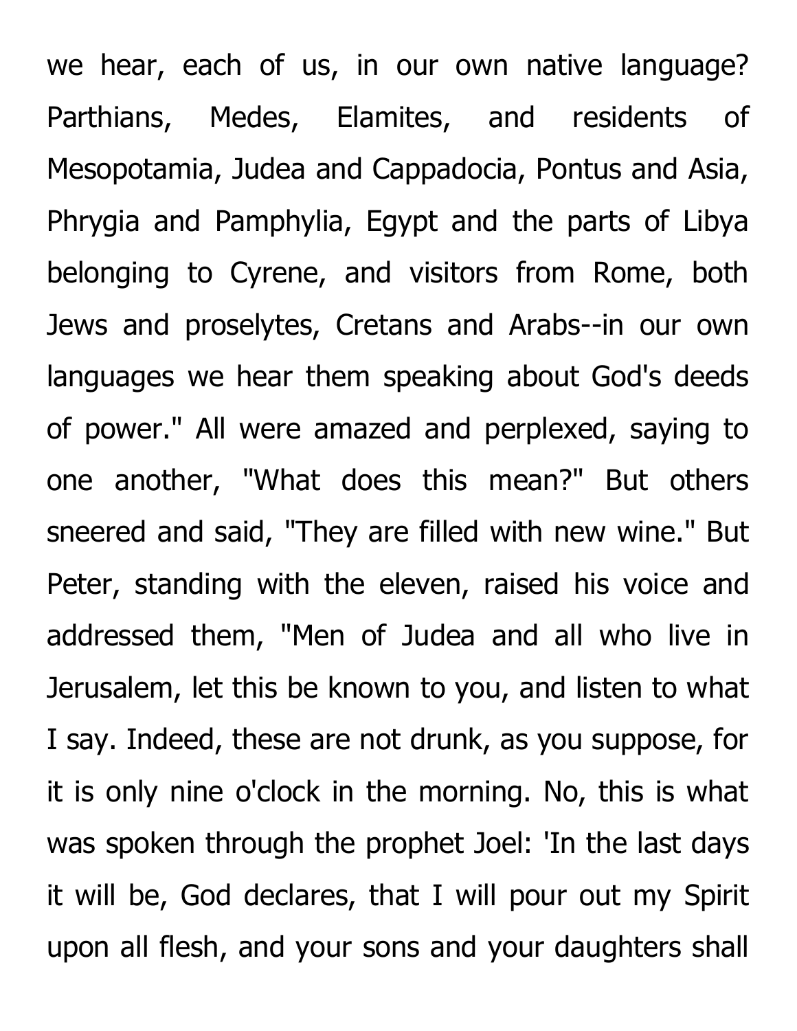we hear, each of us, in our own native language? Parthians, Medes, Elamites, and residents of Mesopotamia, Judea and Cappadocia, Pontus and Asia, Phrygia and Pamphylia, Egypt and the parts of Libya belonging to Cyrene, and visitors from Rome, both Jews and proselytes, Cretans and Arabs--in our own languages we hear them speaking about God's deeds of power." All were amazed and perplexed, saying to one another, "What does this mean?" But others sneered and said, "They are filled with new wine." But Peter, standing with the eleven, raised his voice and addressed them, "Men of Judea and all who live in Jerusalem, let this be known to you, and listen to what I say. Indeed, these are not drunk, as you suppose, for it is only nine o'clock in the morning. No, this is what was spoken through the prophet Joel: 'In the last days it will be, God declares, that I will pour out my Spirit upon all flesh, and your sons and your daughters shall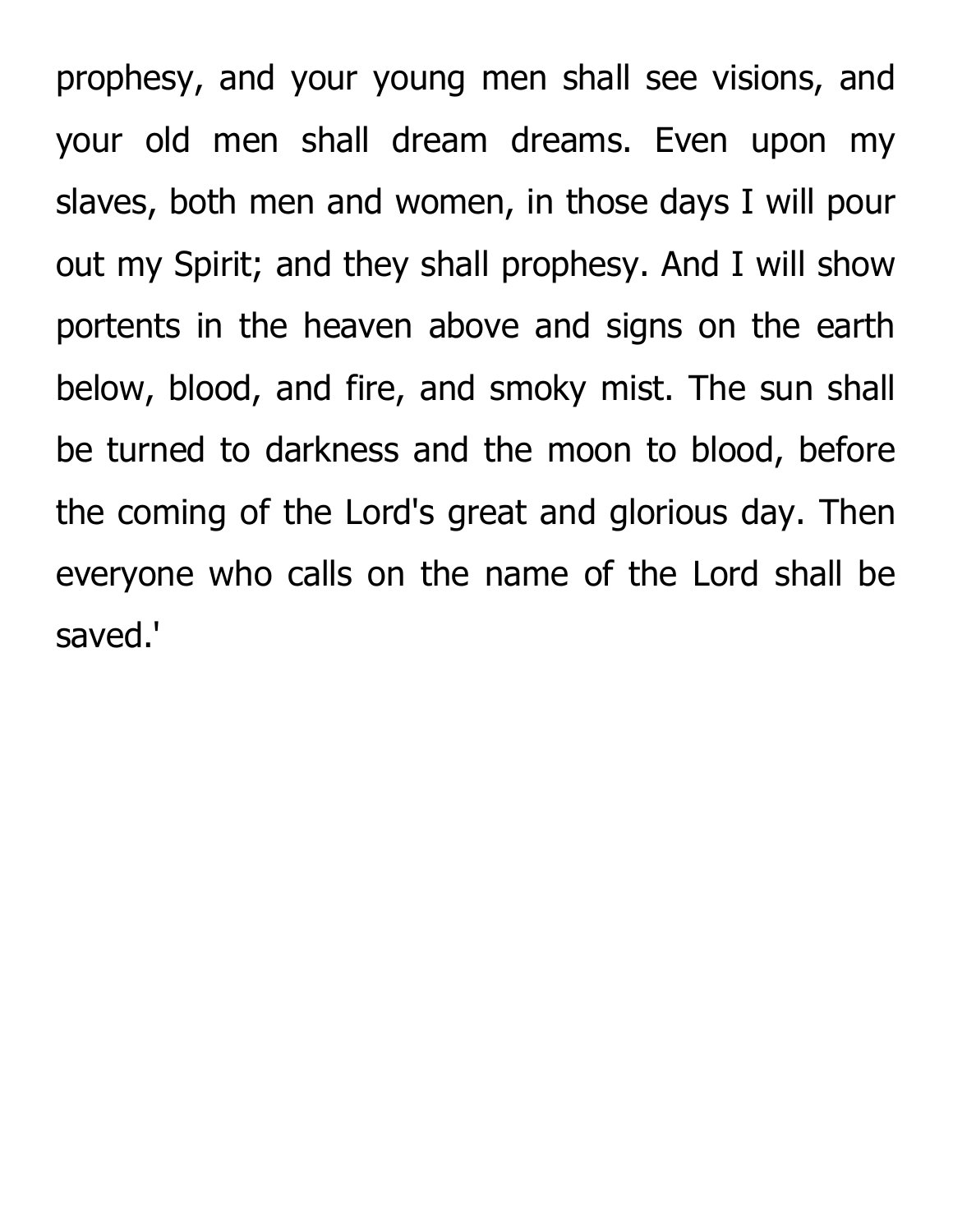prophesy, and your young men shall see visions, and your old men shall dream dreams. Even upon my slaves, both men and women, in those days I will pour out my Spirit; and they shall prophesy. And I will show portents in the heaven above and signs on the earth below, blood, and fire, and smoky mist. The sun shall be turned to darkness and the moon to blood, before the coming of the Lord's great and glorious day. Then everyone who calls on the name of the Lord shall be saved.'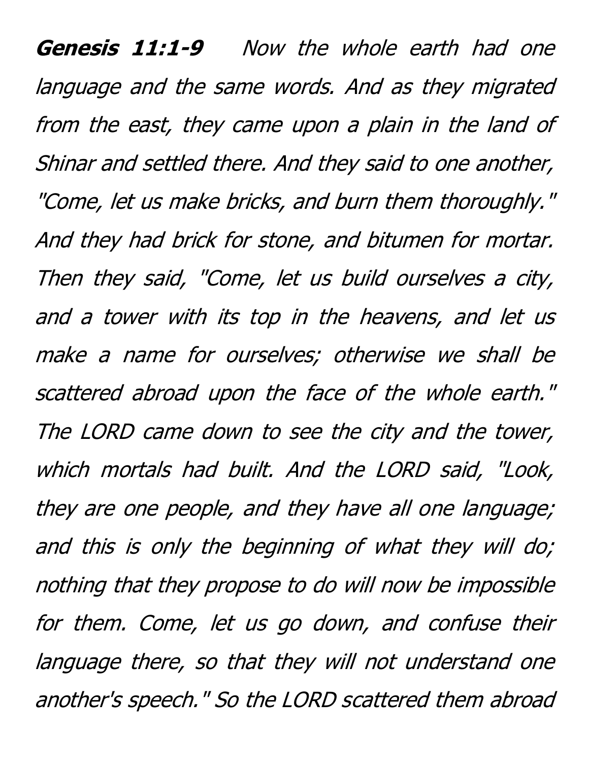**Genesis 11:1-9** *Now the whole earth had one language and the same words. And as they migrated from the east, they came upon a plain in the land of Shinar and settled there. And they said to one another, "Come, let us make bricks, and burn them thoroughly." And they had brick for stone, and bitumen for mortar. Then they said, "Come, let us build ourselves a city, and a tower with its top in the heavens, and let us make a name for ourselves; otherwise we shall be scattered abroad upon the face of the whole earth." The LORD came down to see the city and the tower, which mortals had built. And the LORD said, "Look, they are one people, and they have all one language; and this is only the beginning of what they will do; nothing that they propose to do will now be impossible for them. Come, let us go down, and confuse their language there, so that they will not understand one another's speech." So the LORD scattered them abroad*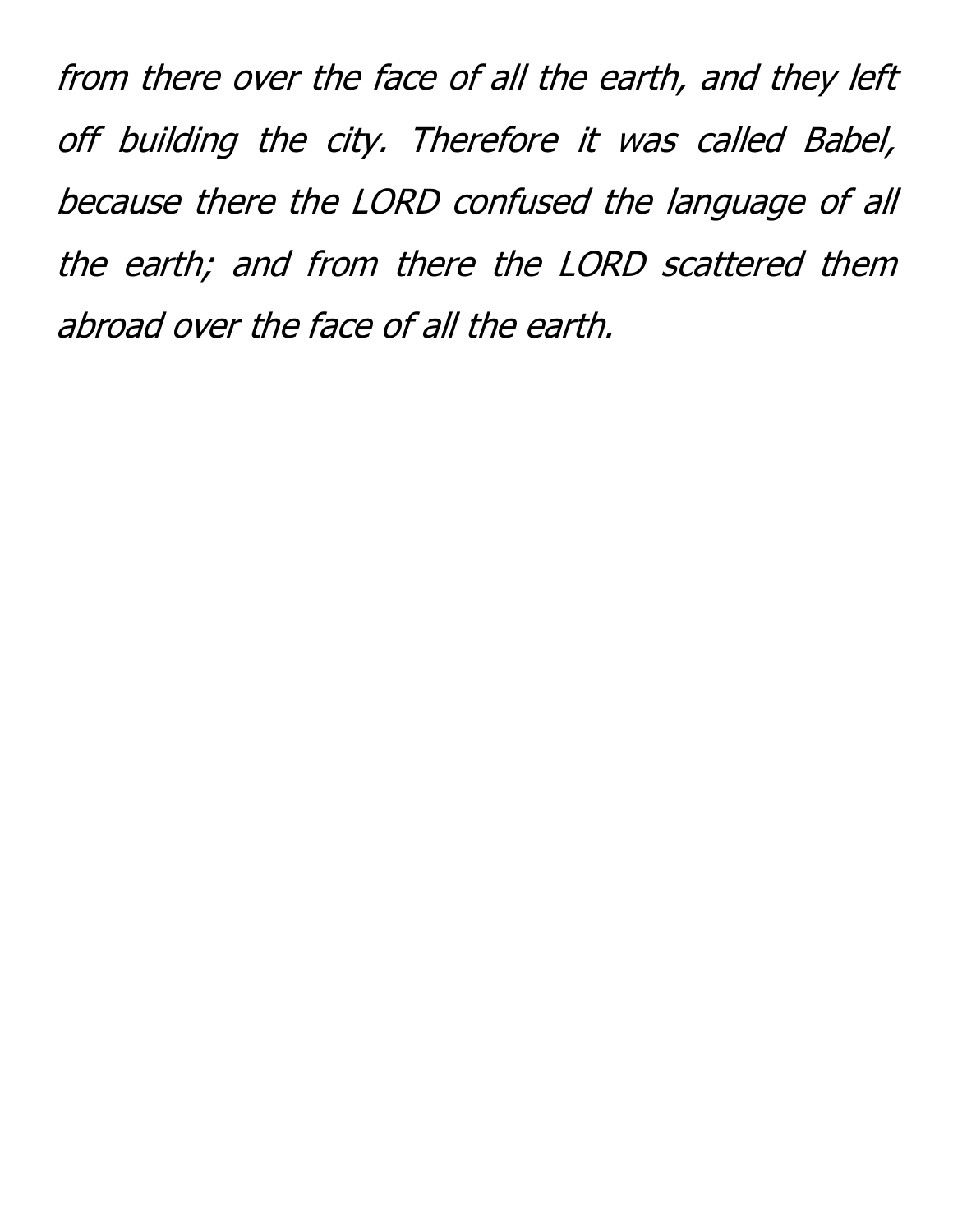*from there over the face of all the earth, and they left off building the city. Therefore it was called Babel, because there the LORD confused the language of all the earth; and from there the LORD scattered them abroad over the face of all the earth.*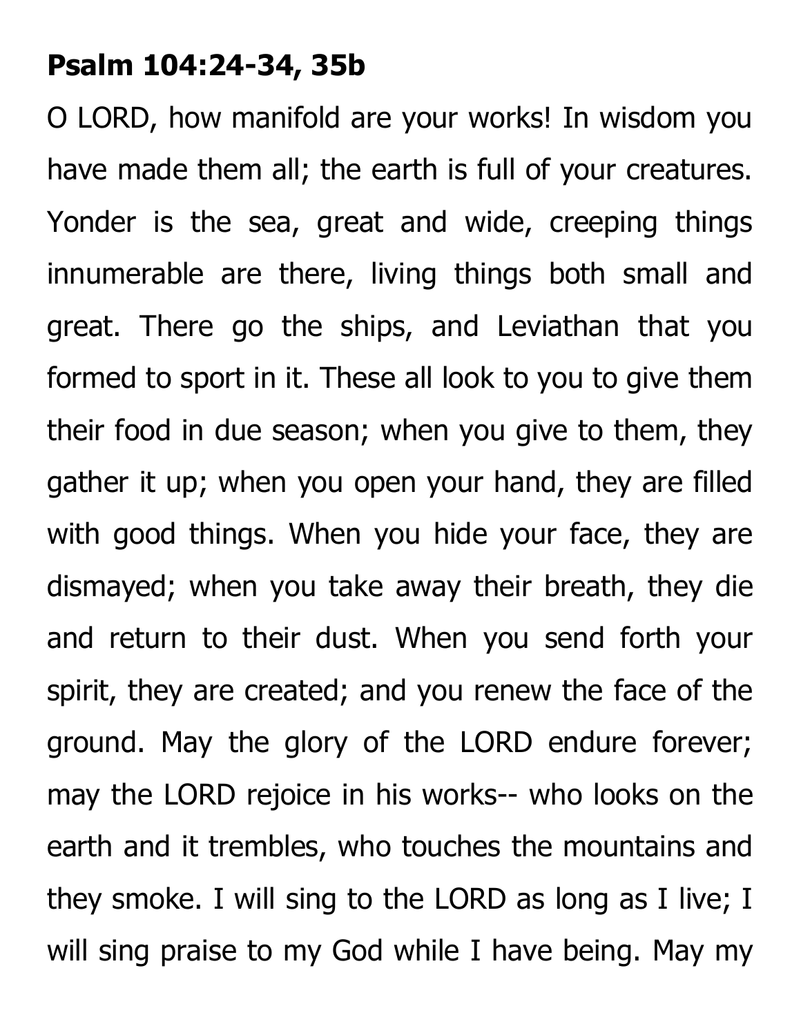**Psalm 104:24-34, 35b**

O LORD, how manifold are your works! In wisdom you have made them all; the earth is full of your creatures. Yonder is the sea, great and wide, creeping things innumerable are there, living things both small and great. There go the ships, and Leviathan that you formed to sport in it. These all look to you to give them their food in due season; when you give to them, they gather it up; when you open your hand, they are filled with good things. When you hide your face, they are dismayed; when you take away their breath, they die and return to their dust. When you send forth your spirit, they are created; and you renew the face of the ground. May the glory of the LORD endure forever; may the LORD rejoice in his works-- who looks on the earth and it trembles, who touches the mountains and they smoke. I will sing to the LORD as long as I live; I will sing praise to my God while I have being. May my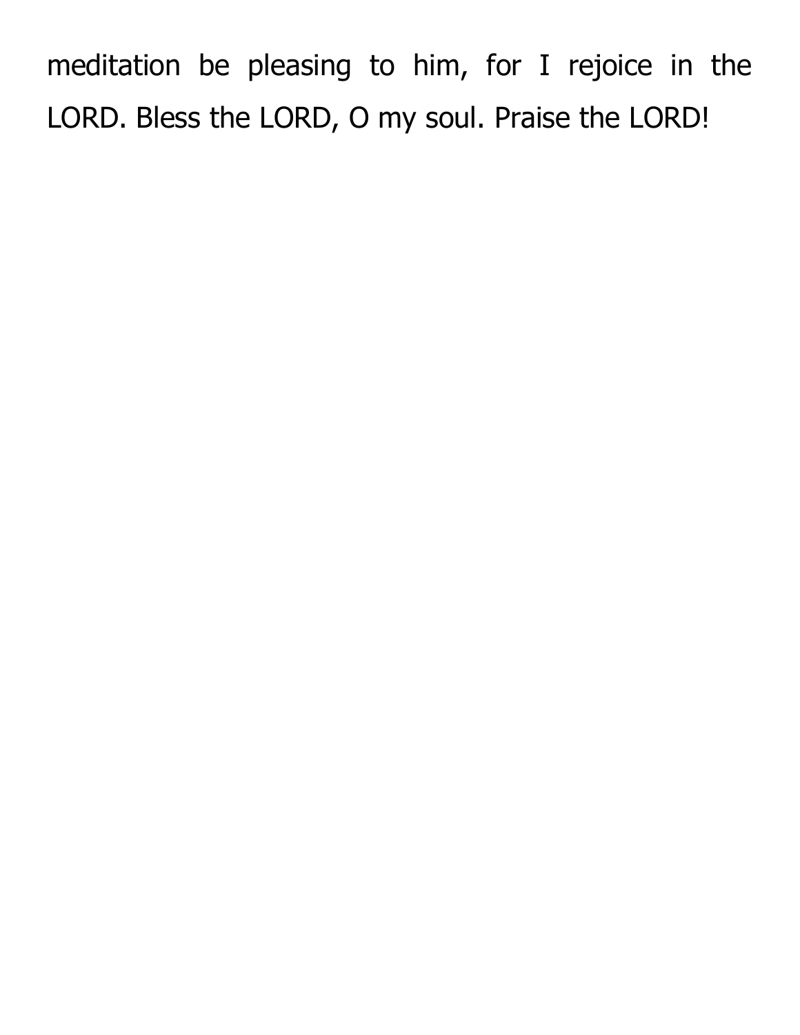meditation be pleasing to him, for I rejoice in the LORD. Bless the LORD, O my soul. Praise the LORD!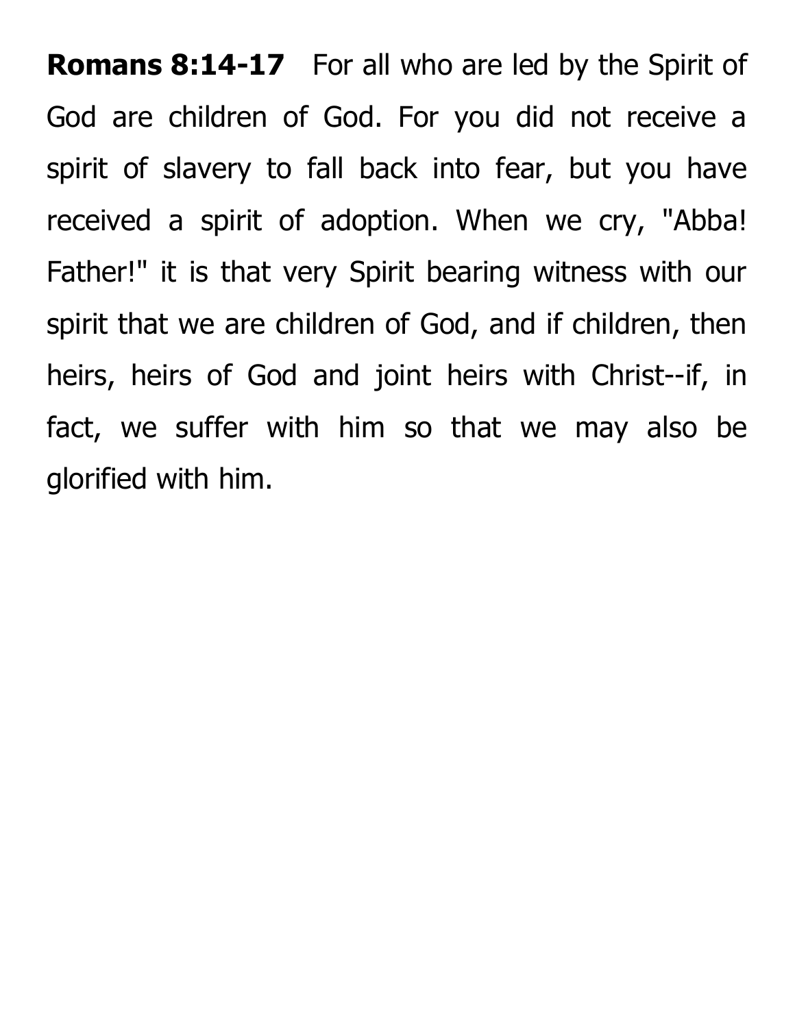**Romans 8:14-17** For all who are led by the Spirit of God are children of God. For you did not receive a spirit of slavery to fall back into fear, but you have received a spirit of adoption. When we cry, "Abba! Father!" it is that very Spirit bearing witness with our spirit that we are children of God, and if children, then heirs, heirs of God and joint heirs with Christ--if, in fact, we suffer with him so that we may also be glorified with him.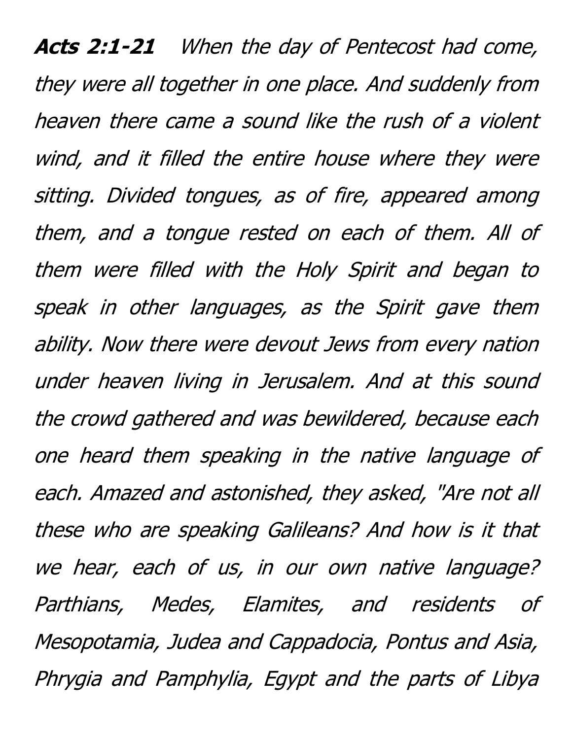***Acts 2:1-21*** *When the day of Pentecost had come, they were all together in one place. And suddenly from heaven there came a sound like the rush of a violent wind, and it filled the entire house where they were sitting. Divided tongues, as of fire, appeared among them, and a tongue rested on each of them. All of them were filled with the Holy Spirit and began to speak in other languages, as the Spirit gave them ability. Now there were devout Jews from every nation under heaven living in Jerusalem. And at this sound the crowd gathered and was bewildered, because each one heard them speaking in the native language of each. Amazed and astonished, they asked, "Are not all these who are speaking Galileans? And how is it that we hear, each of us, in our own native language? Parthians, Medes, Elamites, and residents of Mesopotamia, Judea and Cappadocia, Pontus and Asia, Phrygia and Pamphylia, Egypt and the parts of Libya*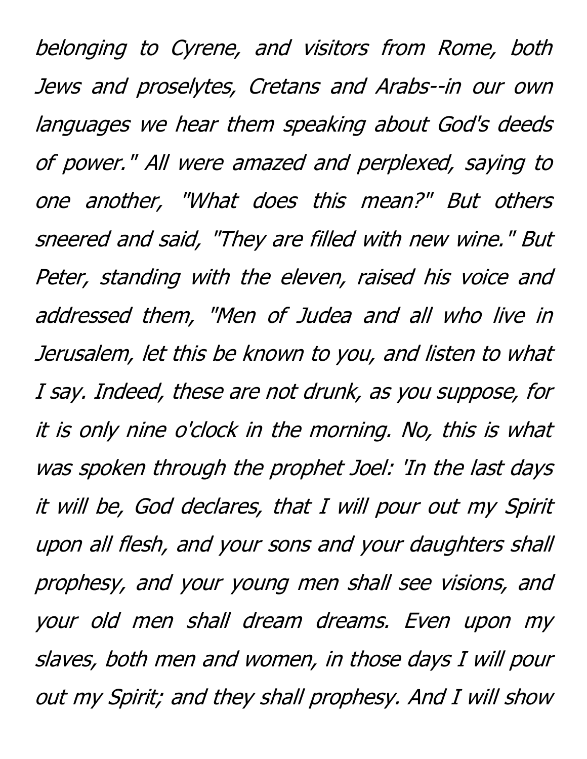*belonging to Cyrene, and visitors from Rome, both Jews and proselytes, Cretans and Arabs--in our own languages we hear them speaking about God's deeds of power." All were amazed and perplexed, saying to one another, "What does this mean?" But others sneered and said, "They are filled with new wine." But Peter, standing with the eleven, raised his voice and addressed them, "Men of Judea and all who live in Jerusalem, let this be known to you, and listen to what I say. Indeed, these are not drunk, as you suppose, for it is only nine o'clock in the morning. No, this is what was spoken through the prophet Joel: 'In the last days it will be, God declares, that I will pour out my Spirit upon all flesh, and your sons and your daughters shall prophesy, and your young men shall see visions, and your old men shall dream dreams. Even upon my slaves, both men and women, in those days I will pour out my Spirit; and they shall prophesy. And I will show*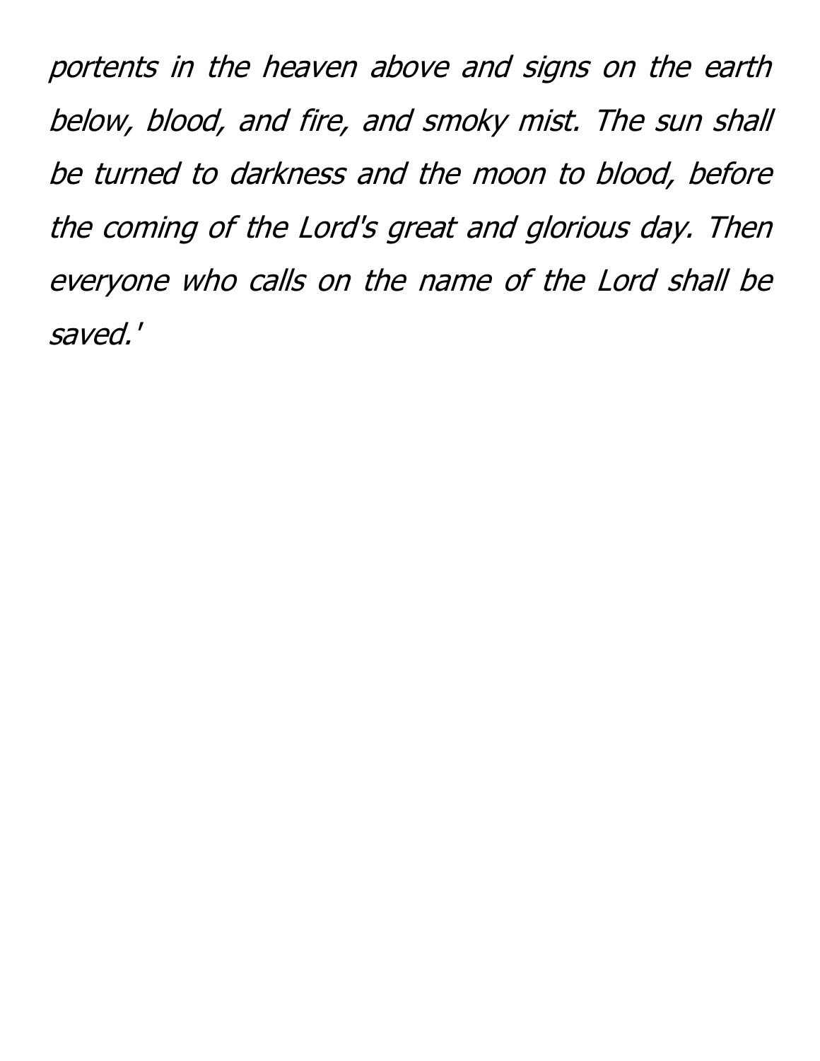*portents in the heaven above and signs on the earth below, blood, and fire, and smoky mist. The sun shall be turned to darkness and the moon to blood, before the coming of the Lord's great and glorious day. Then everyone who calls on the name of the Lord shall be saved.'*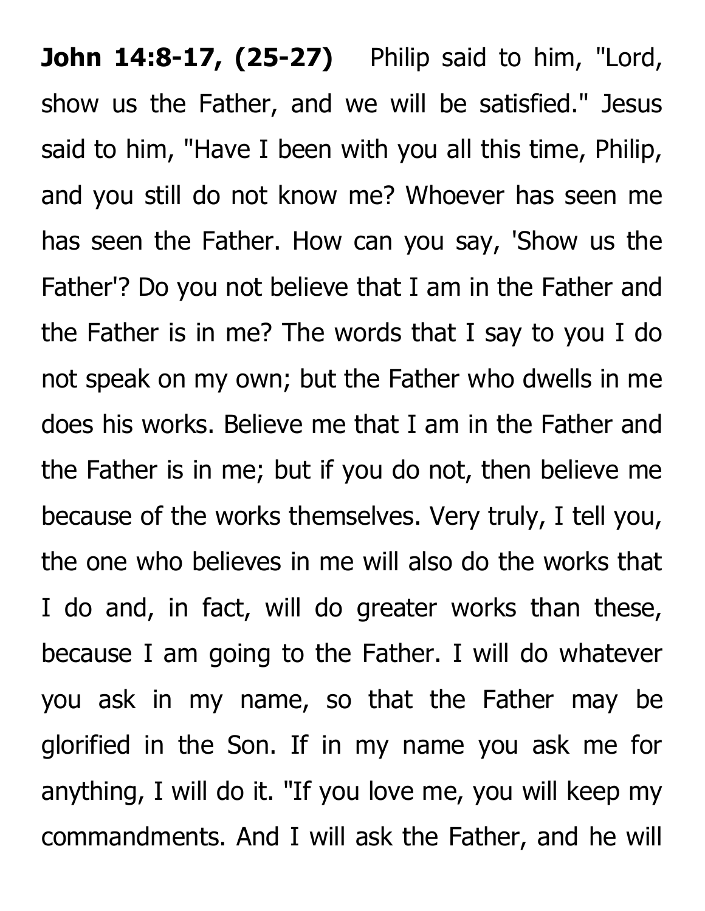**John 14:8-17, (25-27)** Philip said to him, "Lord, show us the Father, and we will be satisfied." Jesus said to him, "Have I been with you all this time, Philip, and you still do not know me? Whoever has seen me has seen the Father. How can you say, 'Show us the Father'? Do you not believe that I am in the Father and the Father is in me? The words that I say to you I do not speak on my own; but the Father who dwells in me does his works. Believe me that I am in the Father and the Father is in me; but if you do not, then believe me because of the works themselves. Very truly, I tell you, the one who believes in me will also do the works that I do and, in fact, will do greater works than these, because I am going to the Father. I will do whatever you ask in my name, so that the Father may be glorified in the Son. If in my name you ask me for anything, I will do it. "If you love me, you will keep my commandments. And I will ask the Father, and he will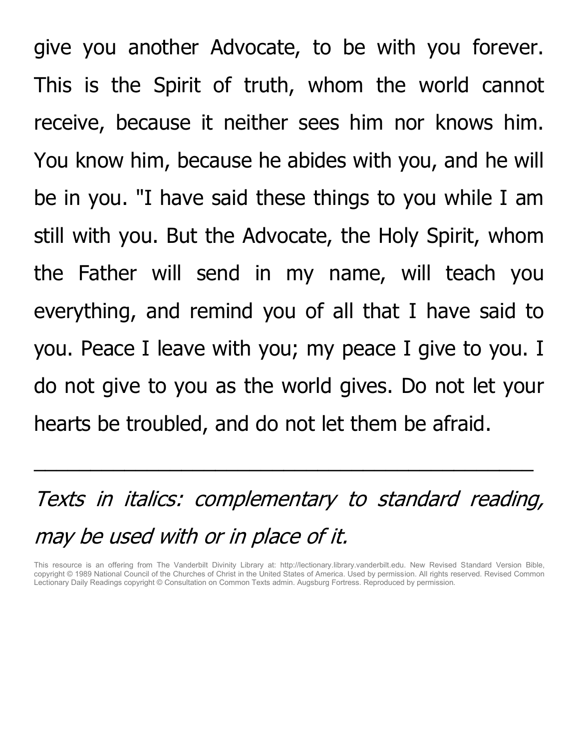give you another Advocate, to be with you forever. This is the Spirit of truth, whom the world cannot receive, because it neither sees him nor knows him. You know him, because he abides with you, and he will be in you. "I have said these things to you while I am still with you. But the Advocate, the Holy Spirit, whom the Father will send in my name, will teach you everything, and remind you of all that I have said to you. Peace I leave with you; my peace I give to you. I do not give to you as the world gives. Do not let your hearts be troubled, and do not let them be afraid.

---

*Texts in italics: complementary to standard reading, may be used with or in place of it.*

This resource is an offering from The Vanderbilt Divinity Library at: http://lectionary.library.vanderbilt.edu. New Revised Standard Version Bible, copyright © 1989 National Council of the Churches of Christ in the United States of America. Used by permission. All rights reserved. Revised Common Lectionary Daily Readings copyright © Consultation on Common Texts admin. Augsburg Fortress. Reproduced by permission.